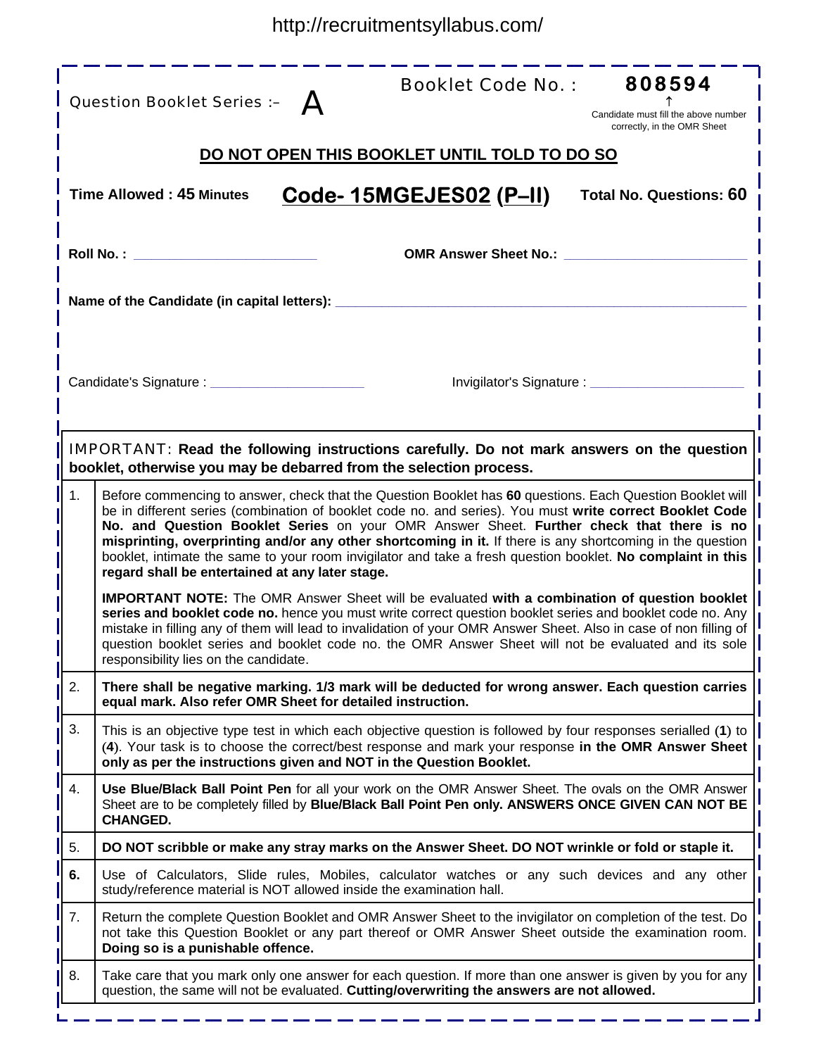http://recruitmentsyllabus.com/

Question Booklet Series :– **A**

Booklet Code No. : **808594**

↑ Candidate must fill the above number correctly, in the OMR Sheet

**DO NOT OPEN THIS BOOKLET UNTIL TOLD TO DO SO**

**Time Allowed : 45 Minutes** **Code- 15MGEJES02 (P–II)** **Total No. Questions: 60**

**Roll No. :** ________________________ **OMR Answer Sheet No.:** ________________________

**Name of the Candidate (in capital letters):** ________________________________________________

Candidate's Signature : ____________________ Invigilator's Signature : ____________________

IMPORTANT: **Read the following instructions carefully. Do not mark answers on the question booklet, otherwise you may be debarred from the selection process.**

| | |
|---|---|
| 1. | Before commencing to answer, check that the Question Booklet has **60** questions. Each Question Booklet will be in different series (combination of booklet code no. and series). You must **write correct Booklet Code No. and Question Booklet Series** on your OMR Answer Sheet. **Further check that there is no misprinting, overprinting and/or any other shortcoming in it.** If there is any shortcoming in the question booklet, intimate the same to your room invigilator and take a fresh question booklet. **No complaint in this regard shall be entertained at any later stage.**<br><br>**IMPORTANT NOTE:** The OMR Answer Sheet will be evaluated **with a combination of question booklet series and booklet code no.** hence you must write correct question booklet series and booklet code no. Any mistake in filling any of them will lead to invalidation of your OMR Answer Sheet. Also in case of non filling of question booklet series and booklet code no. the OMR Answer Sheet will not be evaluated and its sole responsibility lies on the candidate. |
| 2. | **There shall be negative marking. 1/3 mark will be deducted for wrong answer. Each question carries equal mark. Also refer OMR Sheet for detailed instruction.** |
| 3. | This is an objective type test in which each objective question is followed by four responses serialled (**1**) to (**4**). Your task is to choose the correct/best response and mark your response **in the OMR Answer Sheet only as per the instructions given and NOT in the Question Booklet.** |
| 4. | **Use Blue/Black Ball Point Pen** for all your work on the OMR Answer Sheet. The ovals on the OMR Answer Sheet are to be completely filled by **Blue/Black Ball Point Pen only. ANSWERS ONCE GIVEN CAN NOT BE CHANGED.** |
| 5. | **DO NOT scribble or make any stray marks on the Answer Sheet. DO NOT wrinkle or fold or staple it.** |
| **6.** | Use of Calculators, Slide rules, Mobiles, calculator watches or any such devices and any other study/reference material is NOT allowed inside the examination hall. |
| 7. | Return the complete Question Booklet and OMR Answer Sheet to the invigilator on completion of the test. Do not take this Question Booklet or any part thereof or OMR Answer Sheet outside the examination room. **Doing so is a punishable offence.** |
| 8. | Take care that you mark only one answer for each question. If more than one answer is given by you for any question, the same will not be evaluated. **Cutting/overwriting the answers are not allowed.** |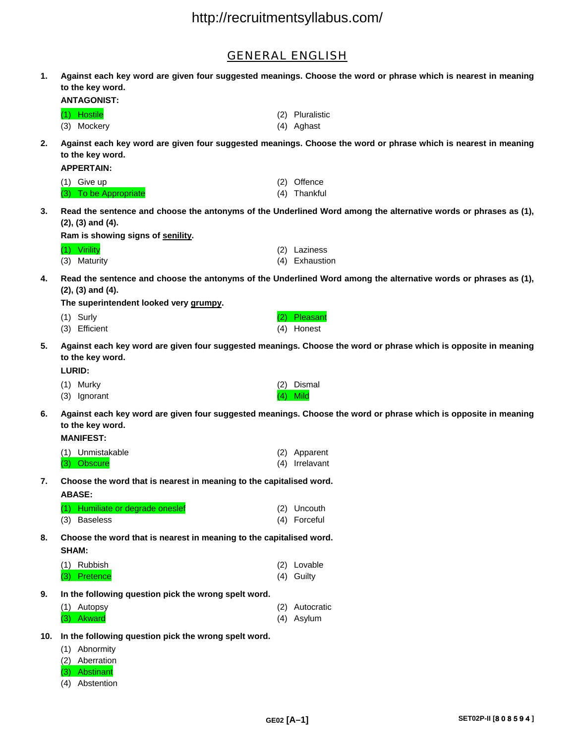# GENERAL ENGLISH

**1. Against each key word are given four suggested meanings. Choose the word or phrase which is nearest in meaning to the key word.**

**ANTAGONIST:**

(1) Hostile
(2) Pluralistic
(3) Mockery
(4) Aghast

**2. Against each key word are given four suggested meanings. Choose the word or phrase which is nearest in meaning to the key word.**

**APPERTAIN:**

(1) Give up
(2) Offence
(3) To be Appropriate
(4) Thankful

**3. Read the sentence and choose the antonyms of the Underlined Word among the alternative words or phrases as (1), (2), (3) and (4).**

**Ram is showing signs of <u>senility</u>.**

(1) Virility
(2) Laziness
(3) Maturity
(4) Exhaustion

**4. Read the sentence and choose the antonyms of the Underlined Word among the alternative words or phrases as (1), (2), (3) and (4).**

**The superintendent looked very <u>grumpy</u>.**

(1) Surly
(2) Pleasant
(3) Efficient
(4) Honest

**5. Against each key word are given four suggested meanings. Choose the word or phrase which is opposite in meaning to the key word.**

**LURID:**

(1) Murky
(2) Dismal
(3) Ignorant
(4) Mild

**6. Against each key word are given four suggested meanings. Choose the word or phrase which is opposite in meaning to the key word.**

**MANIFEST:**

(1) Unmistakable
(2) Apparent
(3) Obscure
(4) Irrelavant

**7. Choose the word that is nearest in meaning to the capitalised word.**

**ABASE:**

(1) Humiliate or degrade oneslef
(2) Uncouth
(3) Baseless
(4) Forceful

**8. Choose the word that is nearest in meaning to the capitalised word.**

**SHAM:**

(1) Rubbish
(2) Lovable
(3) Pretence
(4) Guilty

**9. In the following question pick the wrong spelt word.**

(1) Autopsy
(2) Autocratic
(3) Akward
(4) Asylum

**10. In the following question pick the wrong spelt word.**

(1) Abnormity
(2) Aberration
(3) Abstinant
(4) Abstention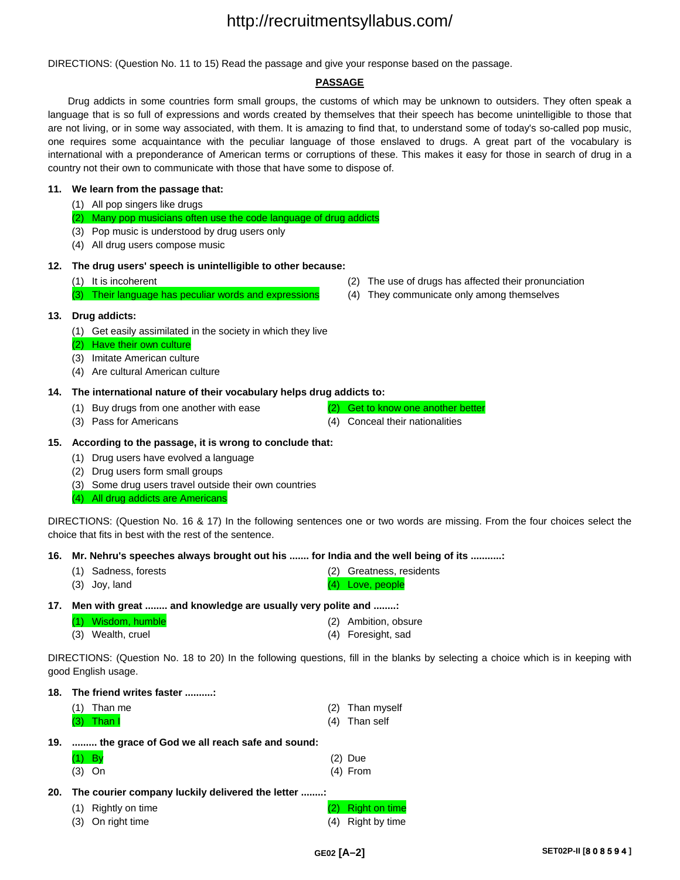DIRECTIONS: (Question No. 11 to 15) Read the passage and give your response based on the passage.

**PASSAGE**

Drug addicts in some countries form small groups, the customs of which may be unknown to outsiders. They often speak a language that is so full of expressions and words created by themselves that their speech has become unintelligible to those that are not living, or in some way associated, with them. It is amazing to find that, to understand some of today's so-called pop music, one requires some acquaintance with the peculiar language of those enslaved to drugs. A great part of the vocabulary is international with a preponderance of American terms or corruptions of these. This makes it easy for those in search of drug in a country not their own to communicate with those that have some to dispose of.

**11. We learn from the passage that:**

(1) All pop singers like drugs
(2) Many pop musicians often use the code language of drug addicts
(3) Pop music is understood by drug users only
(4) All drug users compose music

**12. The drug users' speech is unintelligible to other because:**

(1) It is incoherent
(2) The use of drugs has affected their pronunciation
(3) Their language has peculiar words and expressions
(4) They communicate only among themselves

**13. Drug addicts:**

(1) Get easily assimilated in the society in which they live
(2) Have their own culture
(3) Imitate American culture
(4) Are cultural American culture

**14. The international nature of their vocabulary helps drug addicts to:**

(1) Buy drugs from one another with ease
(2) Get to know one another better
(3) Pass for Americans
(4) Conceal their nationalities

**15. According to the passage, it is wrong to conclude that:**

(1) Drug users have evolved a language
(2) Drug users form small groups
(3) Some drug users travel outside their own countries
(4) All drug addicts are Americans

DIRECTIONS: (Question No. 16 & 17) In the following sentences one or two words are missing. From the four choices select the choice that fits in best with the rest of the sentence.

**16. Mr. Nehru's speeches always brought out his ....... for India and the well being of its ...........:**

(1) Sadness, forests
(2) Greatness, residents
(3) Joy, land
(4) Love, people

**17. Men with great ........ and knowledge are usually very polite and ........:**

(1) Wisdom, humble
(2) Ambition, obsure
(3) Wealth, cruel
(4) Foresight, sad

DIRECTIONS: (Question No. 18 to 20) In the following questions, fill in the blanks by selecting a choice which is in keeping with good English usage.

**18. The friend writes faster ..........:**

(1) Than me
(2) Than myself
(3) Than I
(4) Than self

**19. ......... the grace of God we all reach safe and sound:**

(1) By
(2) Due
(3) On
(4) From

**20. The courier company luckily delivered the letter ........:**

(1) Rightly on time
(2) Right on time
(3) On right time
(4) Right by time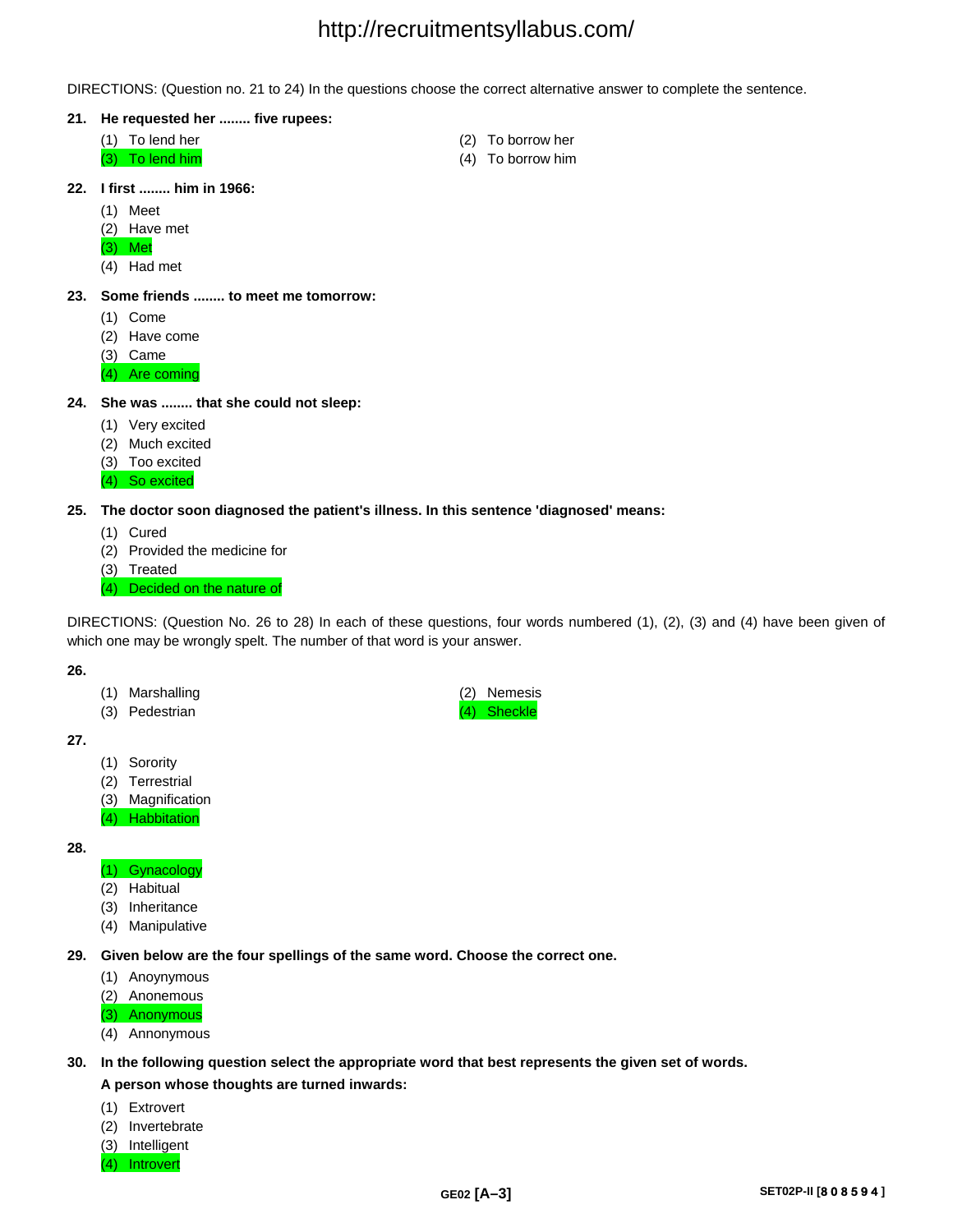DIRECTIONS: (Question no. 21 to 24) In the questions choose the correct alternative answer to complete the sentence.

**21. He requested her ........ five rupees:**

(1) To lend her
(2) To borrow her
(3) To lend him
(4) To borrow him

**22. I first ........ him in 1966:**

(1) Meet
(2) Have met
(3) Met
(4) Had met

**23. Some friends ........ to meet me tomorrow:**

(1) Come
(2) Have come
(3) Came
(4) Are coming

**24. She was ........ that she could not sleep:**

(1) Very excited
(2) Much excited
(3) Too excited
(4) So excited

**25. The doctor soon diagnosed the patient's illness. In this sentence 'diagnosed' means:**

(1) Cured
(2) Provided the medicine for
(3) Treated
(4) Decided on the nature of

DIRECTIONS: (Question No. 26 to 28) In each of these questions, four words numbered (1), (2), (3) and (4) have been given of which one may be wrongly spelt. The number of that word is your answer.

**26.**

(1) Marshalling
(2) Nemesis
(3) Pedestrian
(4) Sheckle

**27.**

(1) Sorority
(2) Terrestrial
(3) Magnification
(4) Habbitation

**28.**

(1) Gynacology
(2) Habitual
(3) Inheritance
(4) Manipulative

**29. Given below are the four spellings of the same word. Choose the correct one.**

(1) Anoynymous
(2) Anonemous
(3) Anonymous
(4) Annonymous

**30. In the following question select the appropriate word that best represents the given set of words.**

**A person whose thoughts are turned inwards:**

(1) Extrovert
(2) Invertebrate
(3) Intelligent
(4) Introvert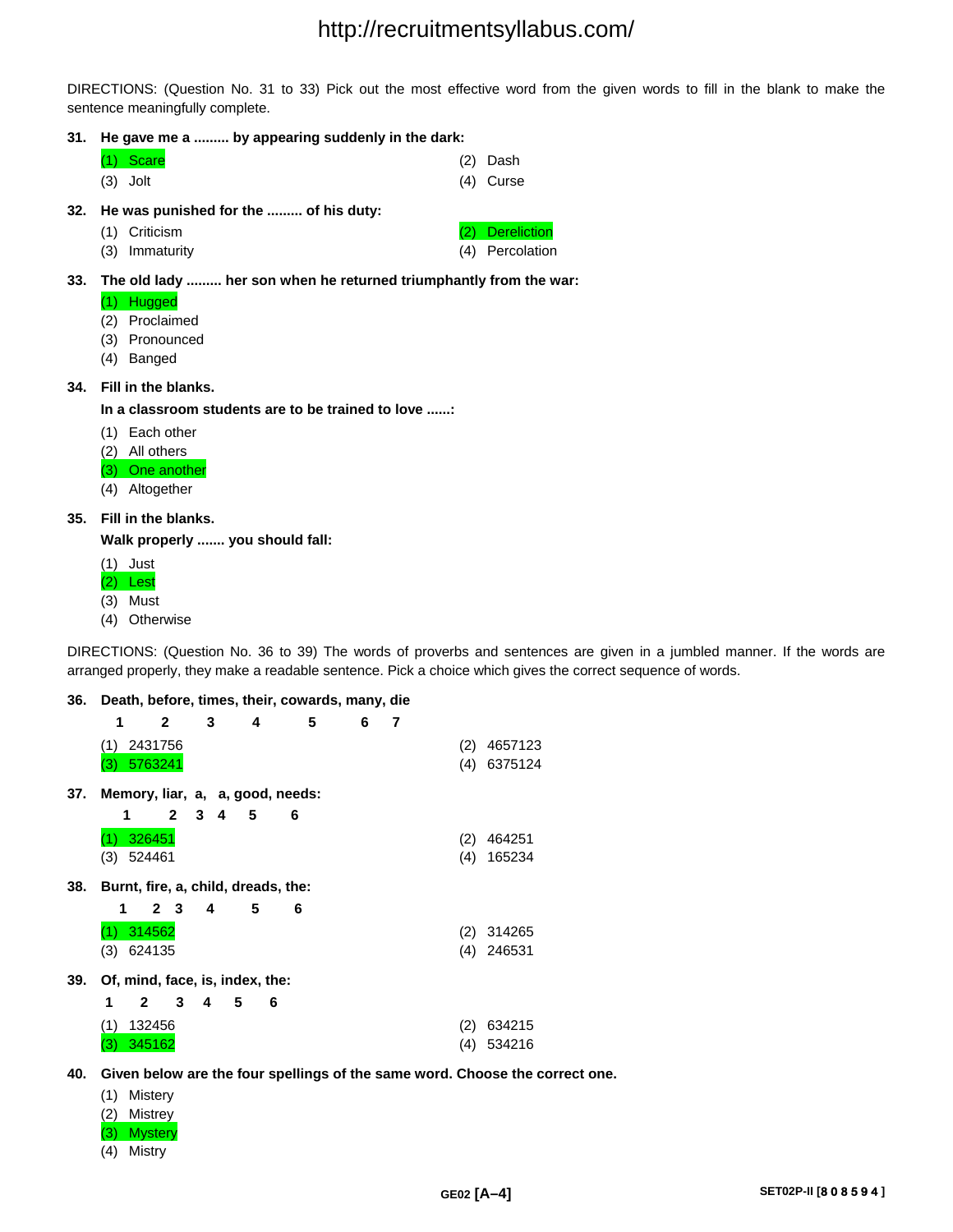DIRECTIONS: (Question No. 31 to 33) Pick out the most effective word from the given words to fill in the blank to make the sentence meaningfully complete.

**31. He gave me a ......... by appearing suddenly in the dark:**

(1) Scare
(2) Dash
(3) Jolt
(4) Curse

**32. He was punished for the ......... of his duty:**

(1) Criticism
(2) Dereliction
(3) Immaturity
(4) Percolation

**33. The old lady ......... her son when he returned triumphantly from the war:**

(1) Hugged
(2) Proclaimed
(3) Pronounced
(4) Banged

**34. Fill in the blanks.**

**In a classroom students are to be trained to love ......:**

(1) Each other
(2) All others
(3) One another
(4) Altogether

**35. Fill in the blanks.**

**Walk properly ....... you should fall:**

(1) Just
(2) Lest
(3) Must
(4) Otherwise

DIRECTIONS: (Question No. 36 to 39) The words of proverbs and sentences are given in a jumbled manner. If the words are arranged properly, they make a readable sentence. Pick a choice which gives the correct sequence of words.

**36. Death, before, times, their, cowards, many, die**

**1 2 3 4 5 6 7**

(1) 2431756
(2) 4657123
(3) 5763241
(4) 6375124

**37. Memory, liar, a, a, good, needs:**

**1 2 3 4 5 6**

(1) 326451
(2) 464251
(3) 524461
(4) 165234

**38. Burnt, fire, a, child, dreads, the:**

**1 2 3 4 5 6**

(1) 314562
(2) 314265
(3) 624135
(4) 246531

**39. Of, mind, face, is, index, the:**

**1 2 3 4 5 6**

(1) 132456
(2) 634215
(3) 345162
(4) 534216

**40. Given below are the four spellings of the same word. Choose the correct one.**

(1) Mistery
(2) Mistrey
(3) Mystery
(4) Mistry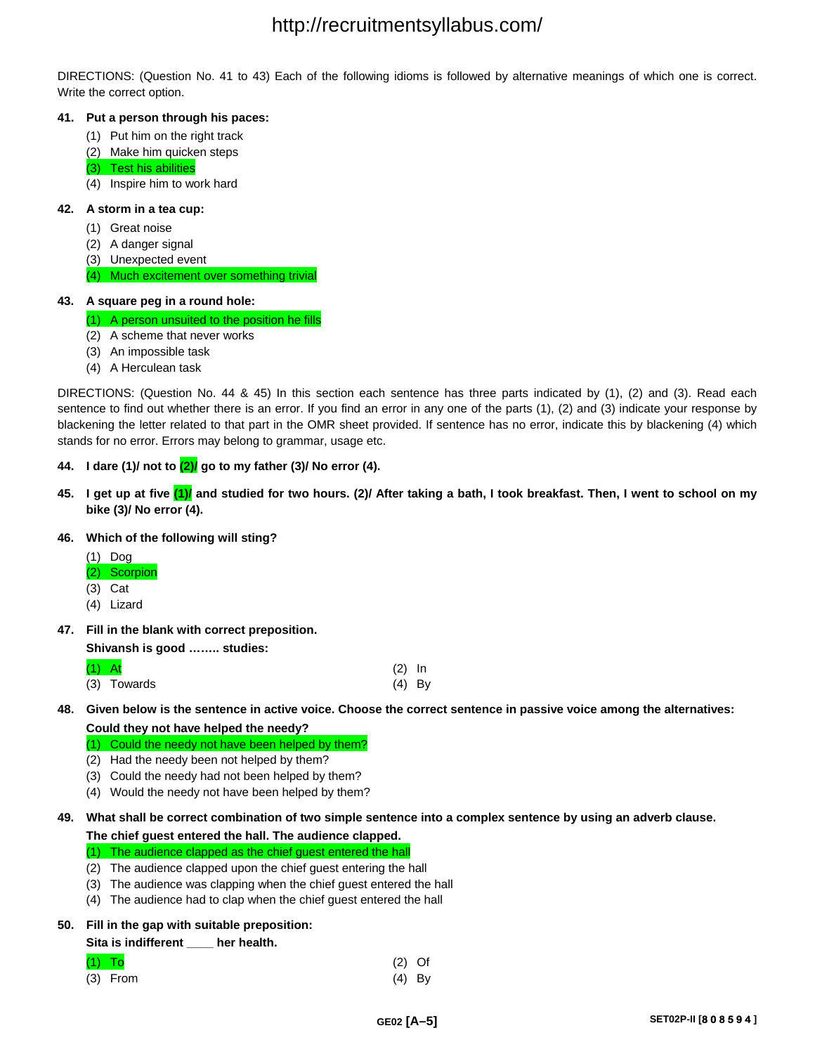DIRECTIONS: (Question No. 41 to 43) Each of the following idioms is followed by alternative meanings of which one is correct. Write the correct option.

**41. Put a person through his paces:**

(1) Put him on the right track
(2) Make him quicken steps
(3) Test his abilities
(4) Inspire him to work hard

**42. A storm in a tea cup:**

(1) Great noise
(2) A danger signal
(3) Unexpected event
(4) Much excitement over something trivial

**43. A square peg in a round hole:**

(1) A person unsuited to the position he fills
(2) A scheme that never works
(3) An impossible task
(4) A Herculean task

DIRECTIONS: (Question No. 44 & 45) In this section each sentence has three parts indicated by (1), (2) and (3). Read each sentence to find out whether there is an error. If you find an error in any one of the parts (1), (2) and (3) indicate your response by blackening the letter related to that part in the OMR sheet provided. If sentence has no error, indicate this by blackening (4) which stands for no error. Errors may belong to grammar, usage etc.

**44. I dare (1)/ not to (2)/ go to my father (3)/ No error (4).**

**45. I get up at five (1)/ and studied for two hours. (2)/ After taking a bath, I took breakfast. Then, I went to school on my bike (3)/ No error (4).**

**46. Which of the following will sting?**

(1) Dog
(2) Scorpion
(3) Cat
(4) Lizard

**47. Fill in the blank with correct preposition.**

**Shivansh is good …….. studies:**

(1) At
(2) In
(3) Towards
(4) By

**48. Given below is the sentence in active voice. Choose the correct sentence in passive voice among the alternatives:**

**Could they not have helped the needy?**

(1) Could the needy not have been helped by them?
(2) Had the needy been not helped by them?
(3) Could the needy had not been helped by them?
(4) Would the needy not have been helped by them?

**49. What shall be correct combination of two simple sentence into a complex sentence by using an adverb clause.**

**The chief guest entered the hall. The audience clapped.**

(1) The audience clapped as the chief guest entered the hall
(2) The audience clapped upon the chief guest entering the hall
(3) The audience was clapping when the chief guest entered the hall
(4) The audience had to clap when the chief guest entered the hall

**50. Fill in the gap with suitable preposition:**

**Sita is indifferent ____ her health.**

(1) To
(2) Of
(3) From
(4) By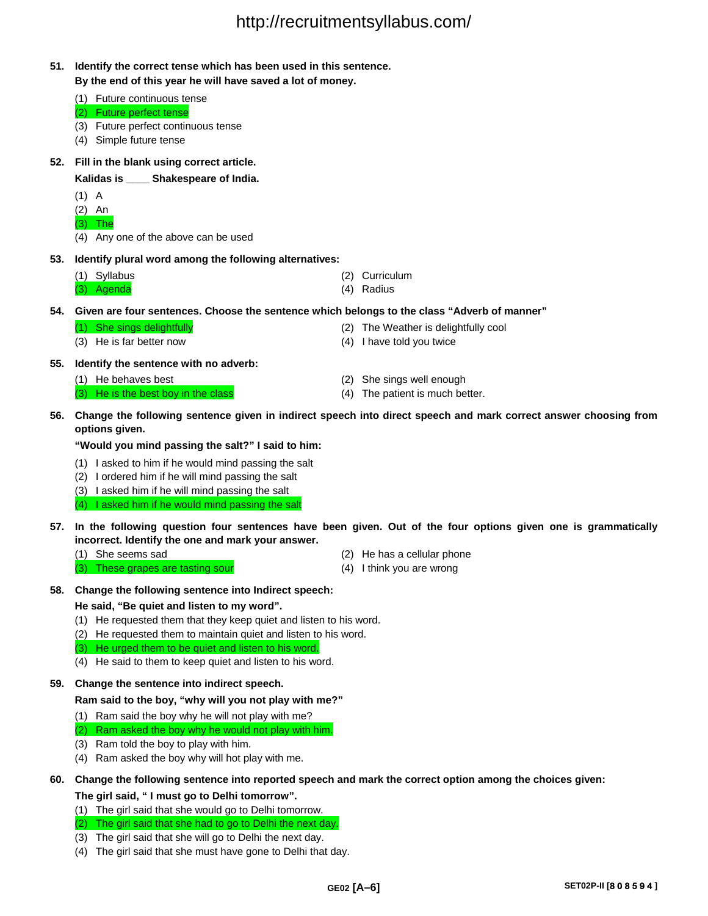**51. Identify the correct tense which has been used in this sentence.**
**By the end of this year he will have saved a lot of money.**

(1) Future continuous tense
(2) Future perfect tense
(3) Future perfect continuous tense
(4) Simple future tense

**52. Fill in the blank using correct article.**

**Kalidas is ____ Shakespeare of India.**

(1) A
(2) An
(3) The
(4) Any one of the above can be used

**53. Identify plural word among the following alternatives:**

(1) Syllabus
(2) Curriculum
(3) Agenda
(4) Radius

**54. Given are four sentences. Choose the sentence which belongs to the class "Adverb of manner"**

(1) She sings delightfully
(2) The Weather is delightfully cool
(3) He is far better now
(4) I have told you twice

**55. Identify the sentence with no adverb:**

(1) He behaves best
(2) She sings well enough
(3) He is the best boy in the class
(4) The patient is much better.

**56. Change the following sentence given in indirect speech into direct speech and mark correct answer choosing from options given.**

**"Would you mind passing the salt?" I said to him:**

(1) I asked to him if he would mind passing the salt
(2) I ordered him if he will mind passing the salt
(3) I asked him if he will mind passing the salt
(4) I asked him if he would mind passing the salt

**57. In the following question four sentences have been given. Out of the four options given one is grammatically incorrect. Identify the one and mark your answer.**

(1) She seems sad
(2) He has a cellular phone
(3) These grapes are tasting sour
(4) I think you are wrong

**58. Change the following sentence into Indirect speech:**

**He said, "Be quiet and listen to my word".**

(1) He requested them that they keep quiet and listen to his word.
(2) He requested them to maintain quiet and listen to his word.
(3) He urged them to be quiet and listen to his word.
(4) He said to them to keep quiet and listen to his word.

**59. Change the sentence into indirect speech.**

**Ram said to the boy, "why will you not play with me?"**

(1) Ram said the boy why he will not play with me?
(2) Ram asked the boy why he would not play with him.
(3) Ram told the boy to play with him.
(4) Ram asked the boy why will hot play with me.

**60. Change the following sentence into reported speech and mark the correct option among the choices given:**

**The girl said, " I must go to Delhi tomorrow".**

(1) The girl said that she would go to Delhi tomorrow.
(2) The girl said that she had to go to Delhi the next day.
(3) The girl said that she will go to Delhi the next day.
(4) The girl said that she must have gone to Delhi that day.